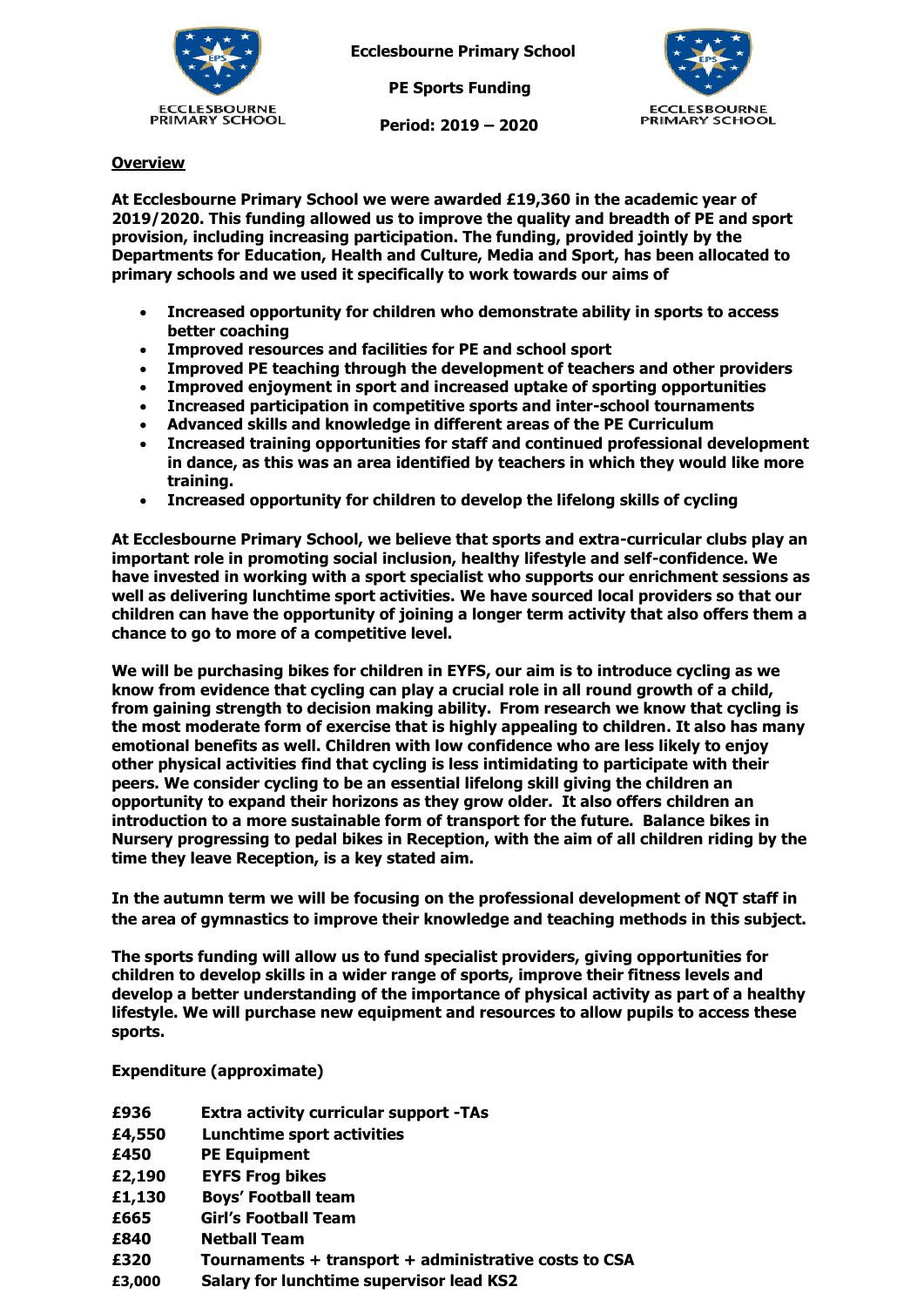# Ecclesbourne Primary School

## PE Sports Funding

## Period: 2019 – 2020

**Overview**

**At Ecclesbourne Primary School we were awarded £19,360 in the academic year of 2019/2020. This funding allowed us to improve the quality and breadth of PE and sport provision, including increasing participation. The funding, provided jointly by the Departments for Education, Health and Culture, Media and Sport, has been allocated to primary schools and we used it specifically to work towards our aims of**

- **Increased opportunity for children who demonstrate ability in sports to access better coaching**
- **Improved resources and facilities for PE and school sport**
- **Improved PE teaching through the development of teachers and other providers**
- **Improved enjoyment in sport and increased uptake of sporting opportunities**
- **Increased participation in competitive sports and inter-school tournaments**
- **Advanced skills and knowledge in different areas of the PE Curriculum**
- **Increased training opportunities for staff and continued professional development in dance, as this was an area identified by teachers in which they would like more training.**
- **Increased opportunity for children to develop the lifelong skills of cycling**

**At Ecclesbourne Primary School, we believe that sports and extra-curricular clubs play an important role in promoting social inclusion, healthy lifestyle and self-confidence. We have invested in working with a sport specialist who supports our enrichment sessions as well as delivering lunchtime sport activities. We have sourced local providers so that our children can have the opportunity of joining a longer term activity that also offers them a chance to go to more of a competitive level.**

**We will be purchasing bikes for children in EYFS, our aim is to introduce cycling as we know from evidence that cycling can play a crucial role in all round growth of a child, from gaining strength to decision making ability. From research we know that cycling is the most moderate form of exercise that is highly appealing to children. It also has many emotional benefits as well. Children with low confidence who are less likely to enjoy other physical activities find that cycling is less intimidating to participate with their peers. We consider cycling to be an essential lifelong skill giving the children an opportunity to expand their horizons as they grow older. It also offers children an introduction to a more sustainable form of transport for the future. Balance bikes in Nursery progressing to pedal bikes in Reception, with the aim of all children riding by the time they leave Reception, is a key stated aim.**

**In the autumn term we will be focusing on the professional development of NQT staff in the area of gymnastics to improve their knowledge and teaching methods in this subject.**

**The sports funding will allow us to fund specialist providers, giving opportunities for children to develop skills in a wider range of sports, improve their fitness levels and develop a better understanding of the importance of physical activity as part of a healthy lifestyle. We will purchase new equipment and resources to allow pupils to access these sports.**

**Expenditure (approximate)**

| | |
|---|---|
| **£936** | **Extra activity curricular support -TAs** |
| **£4,550** | **Lunchtime sport activities** |
| **£450** | **PE Equipment** |
| **£2,190** | **EYFS Frog bikes** |
| **£1,130** | **Boys' Football team** |
| **£665** | **Girl's Football Team** |
| **£840** | **Netball Team** |
| **£320** | **Tournaments + transport + administrative costs to CSA** |
| **£3,000** | **Salary for lunchtime supervisor lead KS2** |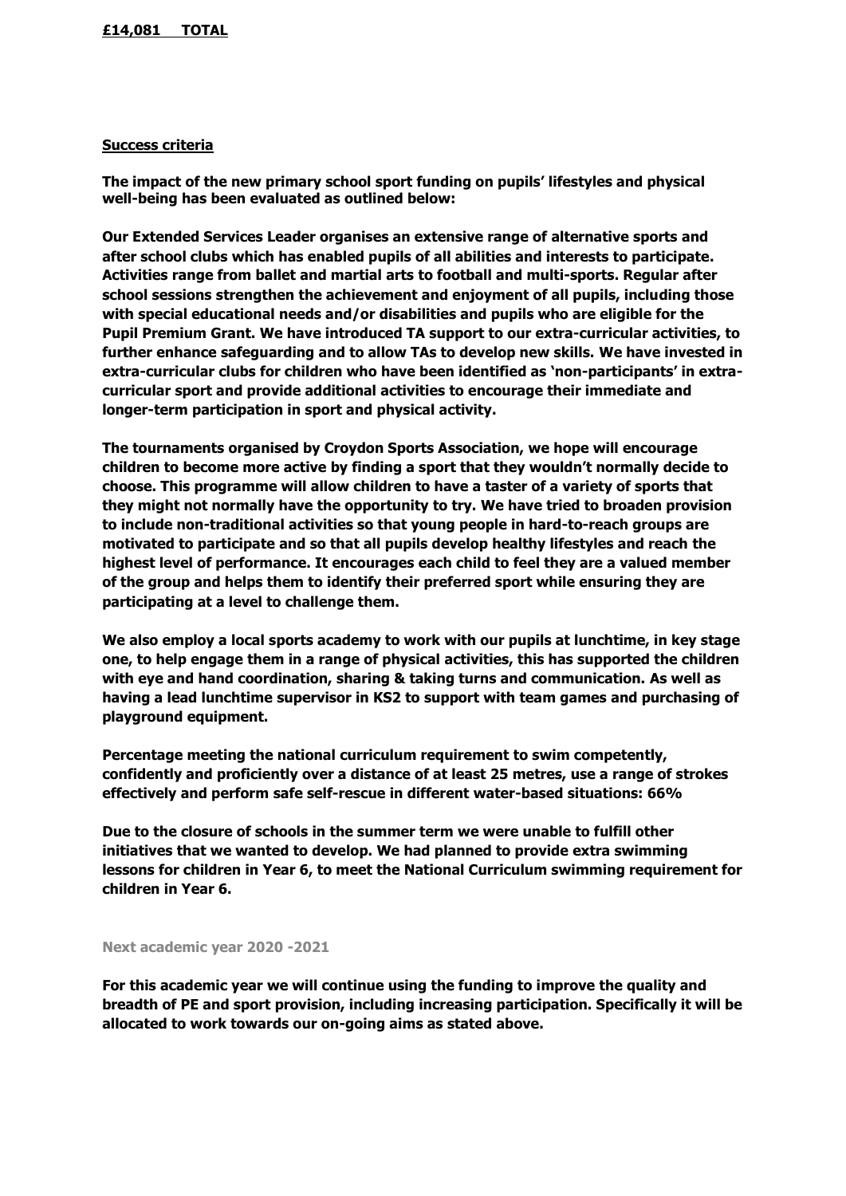**£14,081 TOTAL**

**Success criteria**

**The impact of the new primary school sport funding on pupils' lifestyles and physical well-being has been evaluated as outlined below:**

**Our Extended Services Leader organises an extensive range of alternative sports and after school clubs which has enabled pupils of all abilities and interests to participate. Activities range from ballet and martial arts to football and multi-sports. Regular after school sessions strengthen the achievement and enjoyment of all pupils, including those with special educational needs and/or disabilities and pupils who are eligible for the Pupil Premium Grant. We have introduced TA support to our extra-curricular activities, to further enhance safeguarding and to allow TAs to develop new skills. We have invested in extra-curricular clubs for children who have been identified as 'non-participants' in extra-curricular sport and provide additional activities to encourage their immediate and longer-term participation in sport and physical activity.**

**The tournaments organised by Croydon Sports Association, we hope will encourage children to become more active by finding a sport that they wouldn't normally decide to choose. This programme will allow children to have a taster of a variety of sports that they might not normally have the opportunity to try. We have tried to broaden provision to include non-traditional activities so that young people in hard-to-reach groups are motivated to participate and so that all pupils develop healthy lifestyles and reach the highest level of performance. It encourages each child to feel they are a valued member of the group and helps them to identify their preferred sport while ensuring they are participating at a level to challenge them.**

**We also employ a local sports academy to work with our pupils at lunchtime, in key stage one, to help engage them in a range of physical activities, this has supported the children with eye and hand coordination, sharing & taking turns and communication. As well as having a lead lunchtime supervisor in KS2 to support with team games and purchasing of playground equipment.**

**Percentage meeting the national curriculum requirement to swim competently, confidently and proficiently over a distance of at least 25 metres, use a range of strokes effectively and perform safe self-rescue in different water-based situations: 66%**

**Due to the closure of schools in the summer term we were unable to fulfill other initiatives that we wanted to develop. We had planned to provide extra swimming lessons for children in Year 6, to meet the National Curriculum swimming requirement for children in Year 6.**

**Next academic year 2020 -2021**

**For this academic year we will continue using the funding to improve the quality and breadth of PE and sport provision, including increasing participation. Specifically it will be allocated to work towards our on-going aims as stated above.**